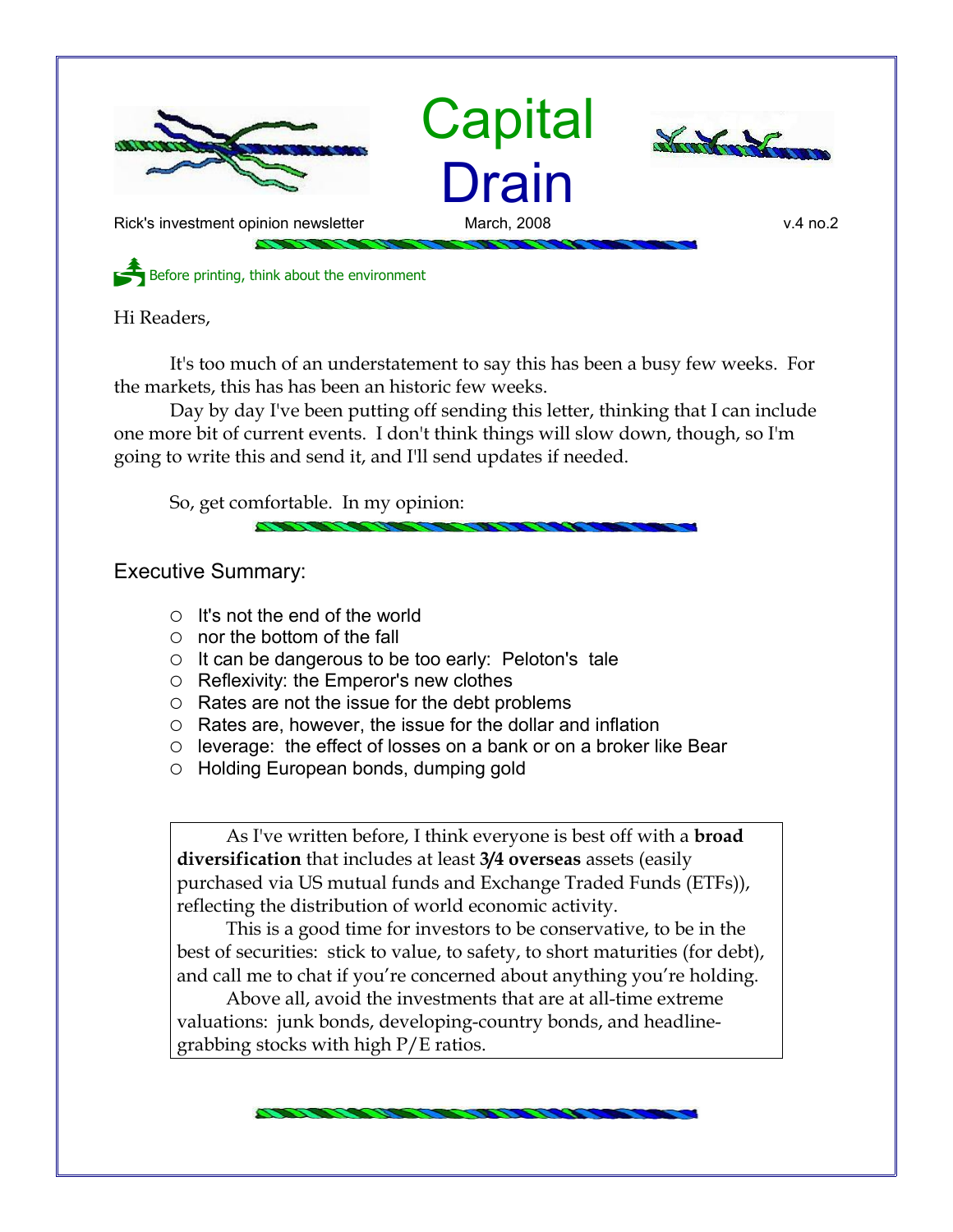# Capital Drain

Rick's investment opinion newsletter — March, 2008 — v.4 no.2

Before printing, think about the environment

Hi Readers,

It's too much of an understatement to say this has been a busy few weeks. For the markets, this has has been an historic few weeks.

Day by day I've been putting off sending this letter, thinking that I can include one more bit of current events. I don't think things will slow down, though, so I'm going to write this and send it, and I'll send updates if needed.

So, get comfortable. In my opinion:

## Executive Summary:

- It's not the end of the world
- nor the bottom of the fall
- It can be dangerous to be too early: Peloton's tale
- Reflexivity: the Emperor's new clothes
- Rates are not the issue for the debt problems
- Rates are, however, the issue for the dollar and inflation
- leverage: the effect of losses on a bank or on a broker like Bear
- Holding European bonds, dumping gold

> As I've written before, I think everyone is best off with a **broad diversification** that includes at least **3/4 overseas** assets (easily purchased via US mutual funds and Exchange Traded Funds (ETFs)), reflecting the distribution of world economic activity.
>
> This is a good time for investors to be conservative, to be in the best of securities: stick to value, to safety, to short maturities (for debt), and call me to chat if you're concerned about anything you're holding.
>
> Above all, avoid the investments that are at all-time extreme valuations: junk bonds, developing-country bonds, and headline-grabbing stocks with high P/E ratios.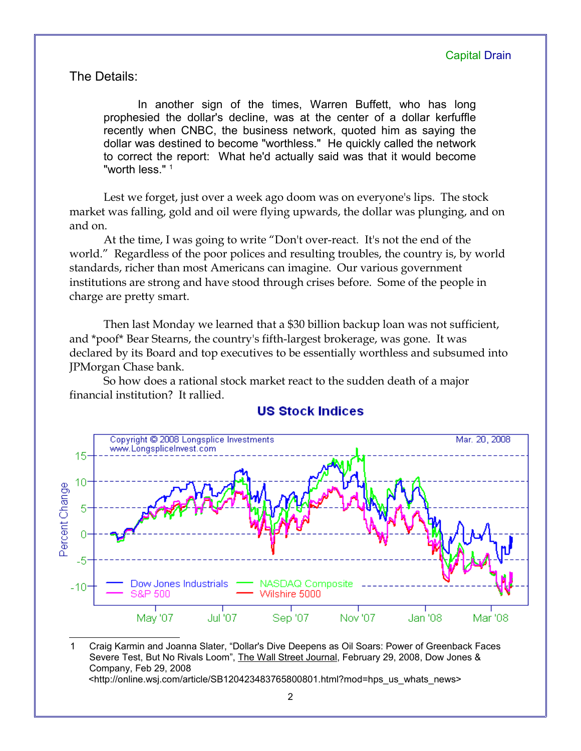## The Details:

> In another sign of the times, Warren Buffett, who has long prophesied the dollar's decline, was at the center of a dollar kerfuffle recently when CNBC, the business network, quoted him as saying the dollar was destined to become "worthless." He quickly called the network to correct the report: What he'd actually said was that it would become "worth less." [1]

Lest we forget, just over a week ago doom was on everyone's lips. The stock market was falling, gold and oil were flying upwards, the dollar was plunging, and on and on.

At the time, I was going to write "Don't over-react. It's not the end of the world." Regardless of the poor polices and resulting troubles, the country is, by world standards, richer than most Americans can imagine. Our various government institutions are strong and have stood through crises before. Some of the people in charge are pretty smart.

Then last Monday we learned that a $30 billion backup loan was not sufficient, and *poof* Bear Stearns, the country's fifth-largest brokerage, was gone. It was declared by its Board and top executives to be essentially worthless and subsumed into JPMorgan Chase bank.

So how does a rational stock market react to the sudden death of a major financial institution? It rallied.

**US Stock Indices**

Copyright © 2008 Longsplice Investments www.LongspliceInvest.com — Mar. 20, 2008

Percent Change — Dow Jones Industrials, S&P 500, NASDAQ Composite, Wilshire 5000 (May '07 – Mar '08)

---

1 Craig Karmin and Joanna Slater, "Dollar's Dive Deepens as Oil Soars: Power of Greenback Faces Severe Test, But No Rivals Loom", The Wall Street Journal, February 29, 2008, Dow Jones & Company, Feb 29, 2008 <http://online.wsj.com/article/SB120423483765800801.html?mod=hps_us_whats_news>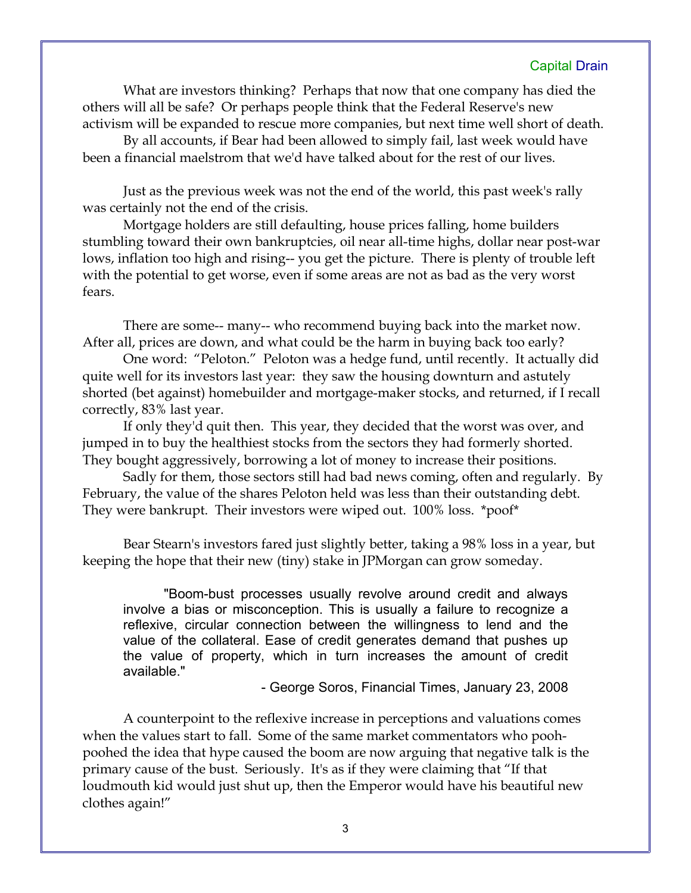What are investors thinking? Perhaps that now that one company has died the others will all be safe? Or perhaps people think that the Federal Reserve's new activism will be expanded to rescue more companies, but next time well short of death.

By all accounts, if Bear had been allowed to simply fail, last week would have been a financial maelstrom that we'd have talked about for the rest of our lives.

Just as the previous week was not the end of the world, this past week's rally was certainly not the end of the crisis.

Mortgage holders are still defaulting, house prices falling, home builders stumbling toward their own bankruptcies, oil near all-time highs, dollar near post-war lows, inflation too high and rising-- you get the picture. There is plenty of trouble left with the potential to get worse, even if some areas are not as bad as the very worst fears.

There are some-- many-- who recommend buying back into the market now. After all, prices are down, and what could be the harm in buying back too early?

One word: "Peloton." Peloton was a hedge fund, until recently. It actually did quite well for its investors last year: they saw the housing downturn and astutely shorted (bet against) homebuilder and mortgage-maker stocks, and returned, if I recall correctly, 83% last year.

If only they'd quit then. This year, they decided that the worst was over, and jumped in to buy the healthiest stocks from the sectors they had formerly shorted. They bought aggressively, borrowing a lot of money to increase their positions.

Sadly for them, those sectors still had bad news coming, often and regularly. By February, the value of the shares Peloton held was less than their outstanding debt. They were bankrupt. Their investors were wiped out. 100% loss. *poof*

Bear Stearn's investors fared just slightly better, taking a 98% loss in a year, but keeping the hope that their new (tiny) stake in JPMorgan can grow someday.

> "Boom-bust processes usually revolve around credit and always involve a bias or misconception. This is usually a failure to recognize a reflexive, circular connection between the willingness to lend and the value of the collateral. Ease of credit generates demand that pushes up the value of property, which in turn increases the amount of credit available."
>
> \- George Soros, Financial Times, January 23, 2008

A counterpoint to the reflexive increase in perceptions and valuations comes when the values start to fall. Some of the same market commentators who pooh-poohed the idea that hype caused the boom are now arguing that negative talk is the primary cause of the bust. Seriously. It's as if they were claiming that "If that loudmouth kid would just shut up, then the Emperor would have his beautiful new clothes again!"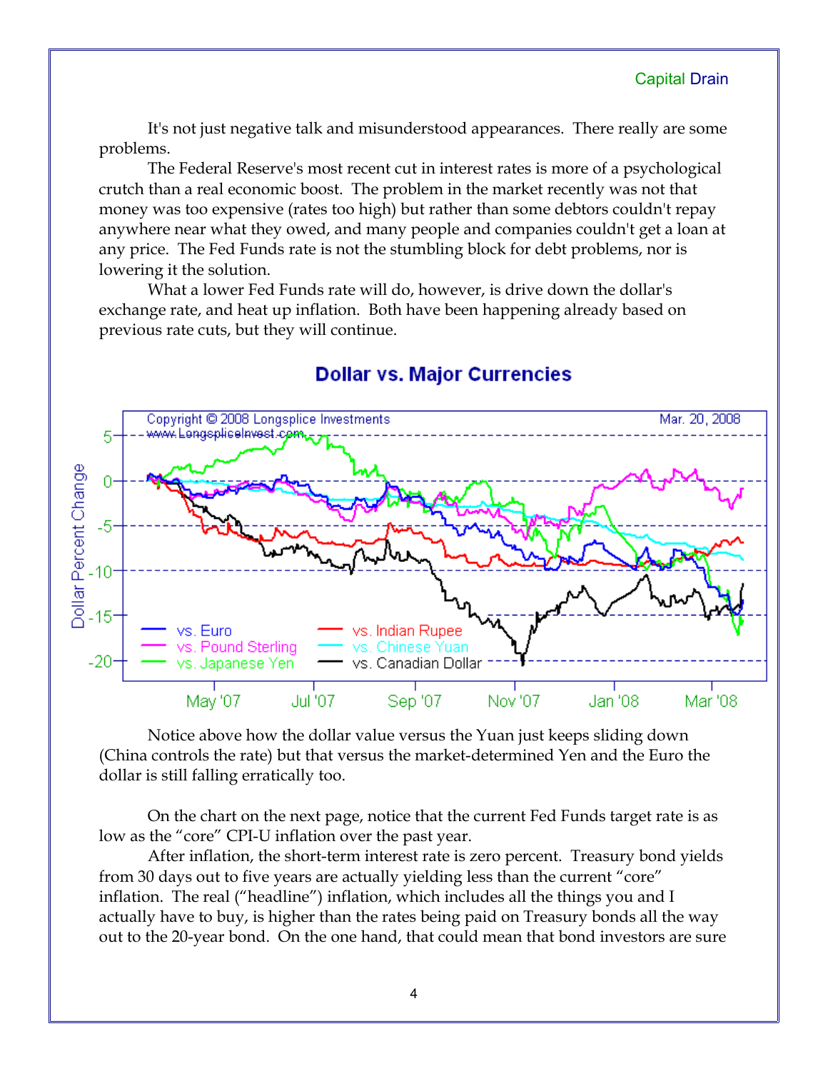It's not just negative talk and misunderstood appearances. There really are some problems.

The Federal Reserve's most recent cut in interest rates is more of a psychological crutch than a real economic boost. The problem in the market recently was not that money was too expensive (rates too high) but rather than some debtors couldn't repay anywhere near what they owed, and many people and companies couldn't get a loan at any price. The Fed Funds rate is not the stumbling block for debt problems, nor is lowering it the solution.

What a lower Fed Funds rate will do, however, is drive down the dollar's exchange rate, and heat up inflation. Both have been happening already based on previous rate cuts, but they will continue.

**Dollar vs. Major Currencies**

Notice above how the dollar value versus the Yuan just keeps sliding down (China controls the rate) but that versus the market-determined Yen and the Euro the dollar is still falling erratically too.

On the chart on the next page, notice that the current Fed Funds target rate is as low as the "core" CPI-U inflation over the past year.

After inflation, the short-term interest rate is zero percent. Treasury bond yields from 30 days out to five years are actually yielding less than the current "core" inflation. The real ("headline") inflation, which includes all the things you and I actually have to buy, is higher than the rates being paid on Treasury bonds all the way out to the 20-year bond. On the one hand, that could mean that bond investors are sure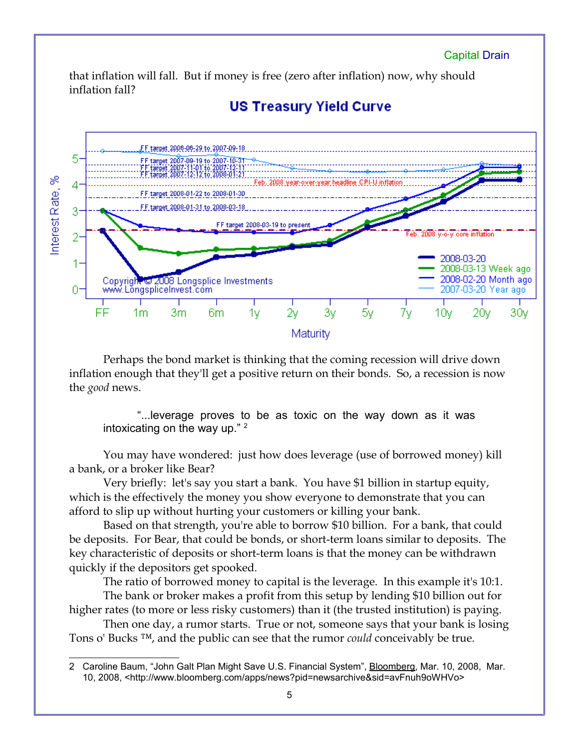that inflation will fall. But if money is free (zero after inflation) now, why should inflation fall?

Perhaps the bond market is thinking that the coming recession will drive down inflation enough that they'll get a positive return on their bonds. So, a recession is now the *good* news.

> "...leverage proves to be as toxic on the way down as it was intoxicating on the way up." [2]

You may have wondered: just how does leverage (use of borrowed money) kill a bank, or a broker like Bear?

Very briefly: let's say you start a bank. You have $1 billion in startup equity, which is the effectively the money you show everyone to demonstrate that you can afford to slip up without hurting your customers or killing your bank.

Based on that strength, you're able to borrow $10 billion. For a bank, that could be deposits. For Bear, that could be bonds, or short-term loans similar to deposits. The key characteristic of deposits or short-term loans is that the money can be withdrawn quickly if the depositors get spooked.

The ratio of borrowed money to capital is the leverage. In this example it's 10:1.

The bank or broker makes a profit from this setup by lending $10 billion out for higher rates (to more or less risky customers) than it (the trusted institution) is paying.

Then one day, a rumor starts. True or not, someone says that your bank is losing Tons o' Bucks ™, and the public can see that the rumor *could* conceivably be true.

---

2 Caroline Baum, "John Galt Plan Might Save U.S. Financial System", Bloomberg, Mar. 10, 2008, Mar. 10, 2008, <http://www.bloomberg.com/apps/news?pid=newsarchive&sid=avFnuh9oWHVo>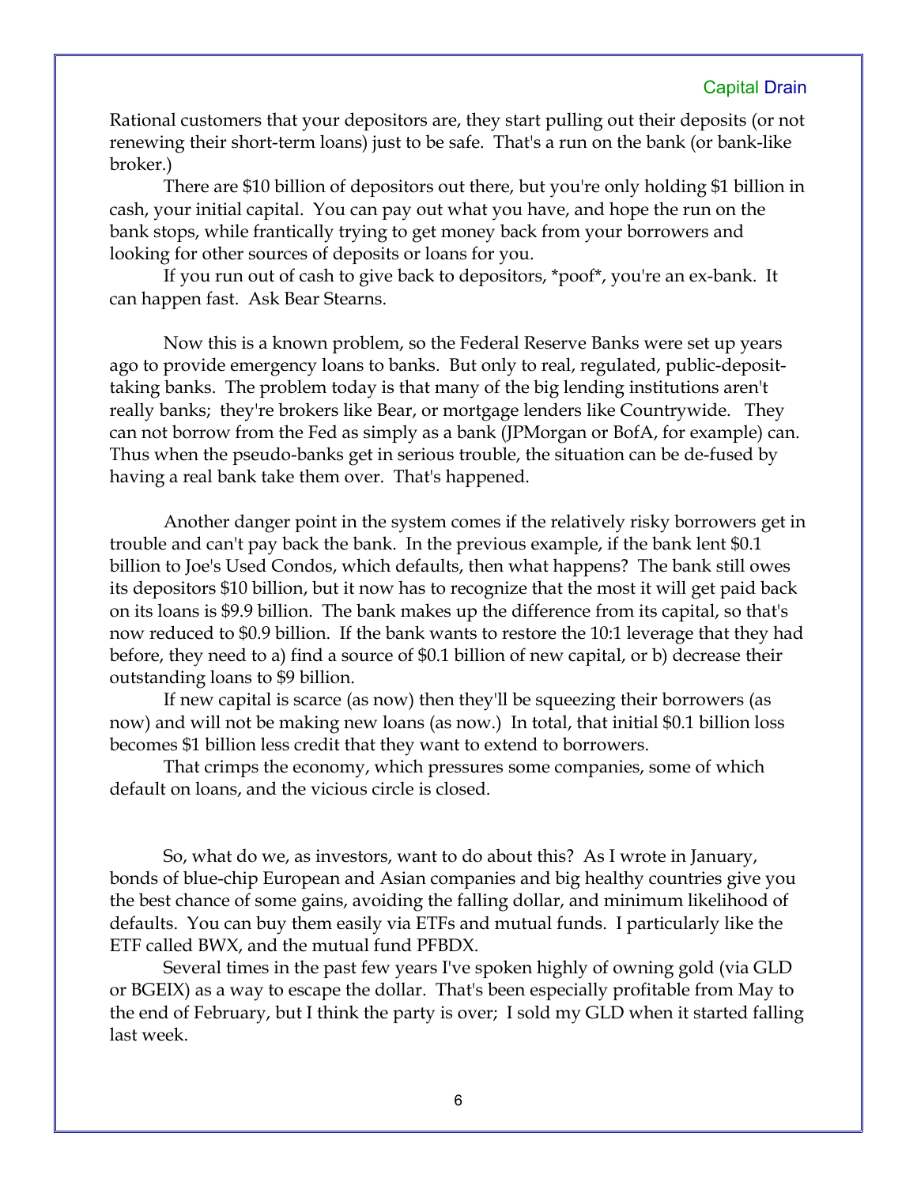Rational customers that your depositors are, they start pulling out their deposits (or not renewing their short-term loans) just to be safe. That's a run on the bank (or bank-like broker.)

There are $10 billion of depositors out there, but you're only holding $1 billion in cash, your initial capital. You can pay out what you have, and hope the run on the bank stops, while frantically trying to get money back from your borrowers and looking for other sources of deposits or loans for you.

If you run out of cash to give back to depositors, *poof*, you're an ex-bank. It can happen fast. Ask Bear Stearns.

Now this is a known problem, so the Federal Reserve Banks were set up years ago to provide emergency loans to banks. But only to real, regulated, public-deposit-taking banks. The problem today is that many of the big lending institutions aren't really banks; they're brokers like Bear, or mortgage lenders like Countrywide. They can not borrow from the Fed as simply as a bank (JPMorgan or BofA, for example) can. Thus when the pseudo-banks get in serious trouble, the situation can be de-fused by having a real bank take them over. That's happened.

Another danger point in the system comes if the relatively risky borrowers get in trouble and can't pay back the bank. In the previous example, if the bank lent $0.1 billion to Joe's Used Condos, which defaults, then what happens? The bank still owes its depositors $10 billion, but it now has to recognize that the most it will get paid back on its loans is $9.9 billion. The bank makes up the difference from its capital, so that's now reduced to $0.9 billion. If the bank wants to restore the 10:1 leverage that they had before, they need to a) find a source of $0.1 billion of new capital, or b) decrease their outstanding loans to $9 billion.

If new capital is scarce (as now) then they'll be squeezing their borrowers (as now) and will not be making new loans (as now.) In total, that initial $0.1 billion loss becomes $1 billion less credit that they want to extend to borrowers.

That crimps the economy, which pressures some companies, some of which default on loans, and the vicious circle is closed.

So, what do we, as investors, want to do about this? As I wrote in January, bonds of blue-chip European and Asian companies and big healthy countries give you the best chance of some gains, avoiding the falling dollar, and minimum likelihood of defaults. You can buy them easily via ETFs and mutual funds. I particularly like the ETF called BWX, and the mutual fund PFBDX.

Several times in the past few years I've spoken highly of owning gold (via GLD or BGEIX) as a way to escape the dollar. That's been especially profitable from May to the end of February, but I think the party is over; I sold my GLD when it started falling last week.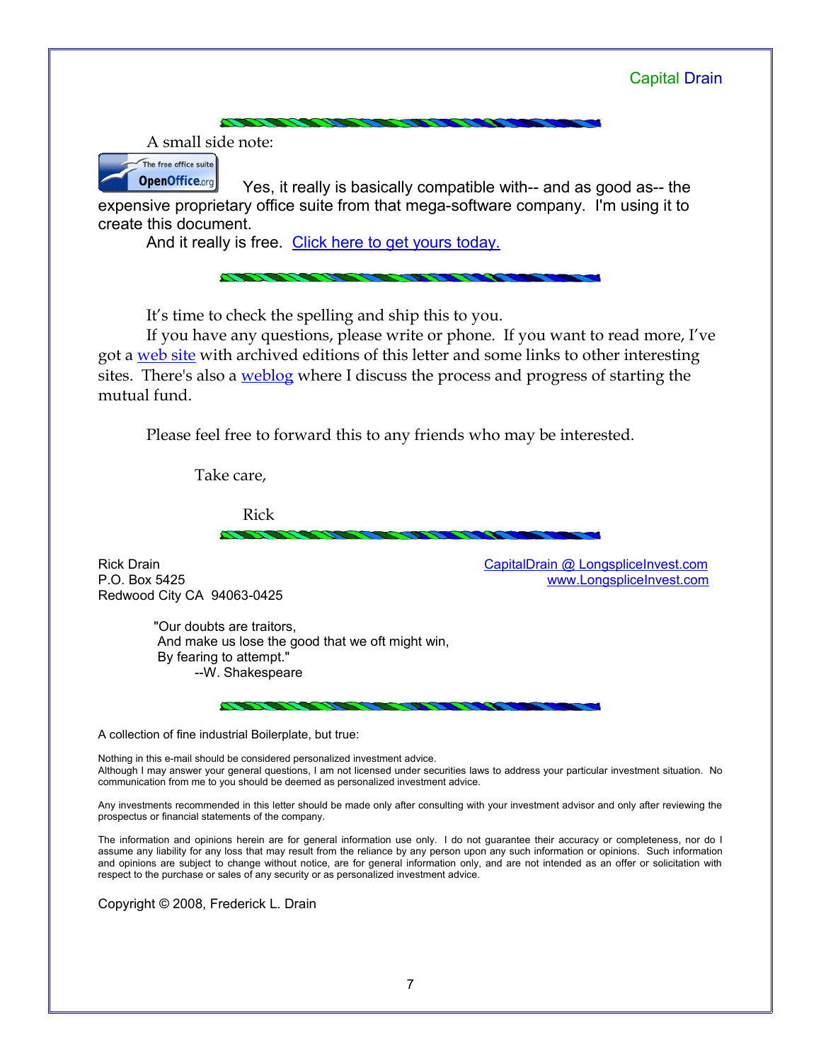A small side note:

Yes, it really is basically compatible with-- and as good as-- the expensive proprietary office suite from that mega-software company. I'm using it to create this document.

And it really is free. Click here to get yours today.

It's time to check the spelling and ship this to you.

If you have any questions, please write or phone. If you want to read more, I've got a web site with archived editions of this letter and some links to other interesting sites. There's also a weblog where I discuss the process and progress of starting the mutual fund.

Please feel free to forward this to any friends who may be interested.

Take care,

Rick

Rick Drain
P.O. Box 5425
Redwood City CA 94063-0425

CapitalDrain @ LongspliceInvest.com
www.LongspliceInvest.com

"Our doubts are traitors,
And make us lose the good that we oft might win,
By fearing to attempt."
--W. Shakespeare

A collection of fine industrial Boilerplate, but true:

Nothing in this e-mail should be considered personalized investment advice.
Although I may answer your general questions, I am not licensed under securities laws to address your particular investment situation. No communication from me to you should be deemed as personalized investment advice.

Any investments recommended in this letter should be made only after consulting with your investment advisor and only after reviewing the prospectus or financial statements of the company.

The information and opinions herein are for general information use only. I do not guarantee their accuracy or completeness, nor do I assume any liability for any loss that may result from the reliance by any person upon any such information or opinions. Such information and opinions are subject to change without notice, are for general information only, and are not intended as an offer or solicitation with respect to the purchase or sales of any security or as personalized investment advice.

Copyright © 2008, Frederick L. Drain